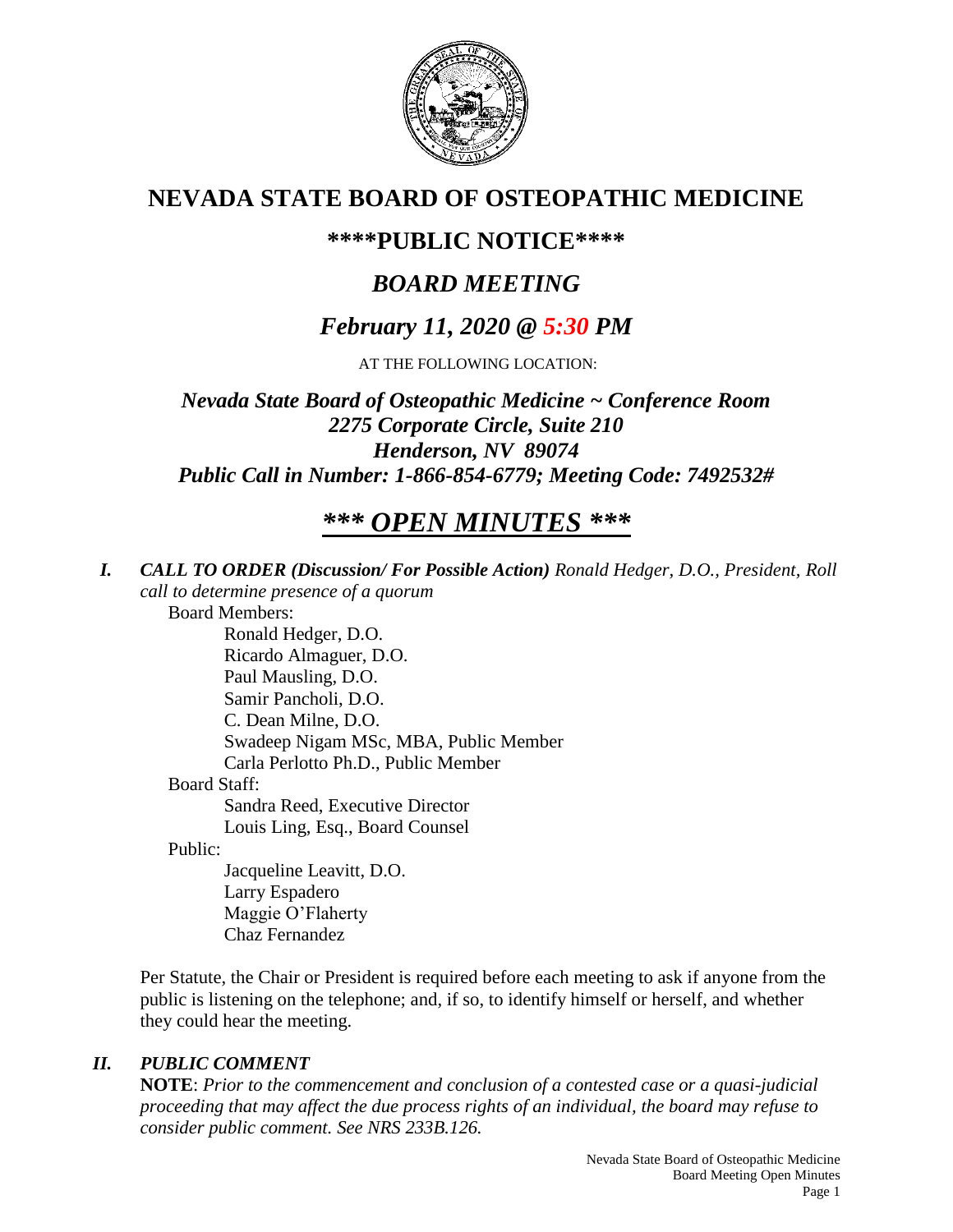# NEVADA STATE BOARD OF OSTEOPATHIC MEDICINE

## \*\*\*\*PUBLIC NOTICE\*\*\*\*

## *BOARD MEETING*

## *February 11, 2020 @ 5:30 PM*

AT THE FOLLOWING LOCATION:

***Nevada State Board of Osteopathic Medicine ~ Conference Room***
***2275 Corporate Circle, Suite 210***
***Henderson, NV 89074***
***Public Call in Number: 1-866-854-6779; Meeting Code: 7492532#***

## *\*\*\* OPEN MINUTES \*\*\**

***I. CALL TO ORDER (Discussion/ For Possible Action)*** *Ronald Hedger, D.O., President, Roll call to determine presence of a quorum*

Board Members:

- Ronald Hedger, D.O.
- Ricardo Almaguer, D.O.
- Paul Mausling, D.O.
- Samir Pancholi, D.O.
- C. Dean Milne, D.O.
- Swadeep Nigam MSc, MBA, Public Member
- Carla Perlotto Ph.D., Public Member

Board Staff:

- Sandra Reed, Executive Director
- Louis Ling, Esq., Board Counsel

Public:

- Jacqueline Leavitt, D.O.
- Larry Espadero
- Maggie O'Flaherty
- Chaz Fernandez

Per Statute, the Chair or President is required before each meeting to ask if anyone from the public is listening on the telephone; and, if so, to identify himself or herself, and whether they could hear the meeting.

***II. PUBLIC COMMENT***

**NOTE**: *Prior to the commencement and conclusion of a contested case or a quasi-judicial proceeding that may affect the due process rights of an individual, the board may refuse to consider public comment. See NRS 233B.126.*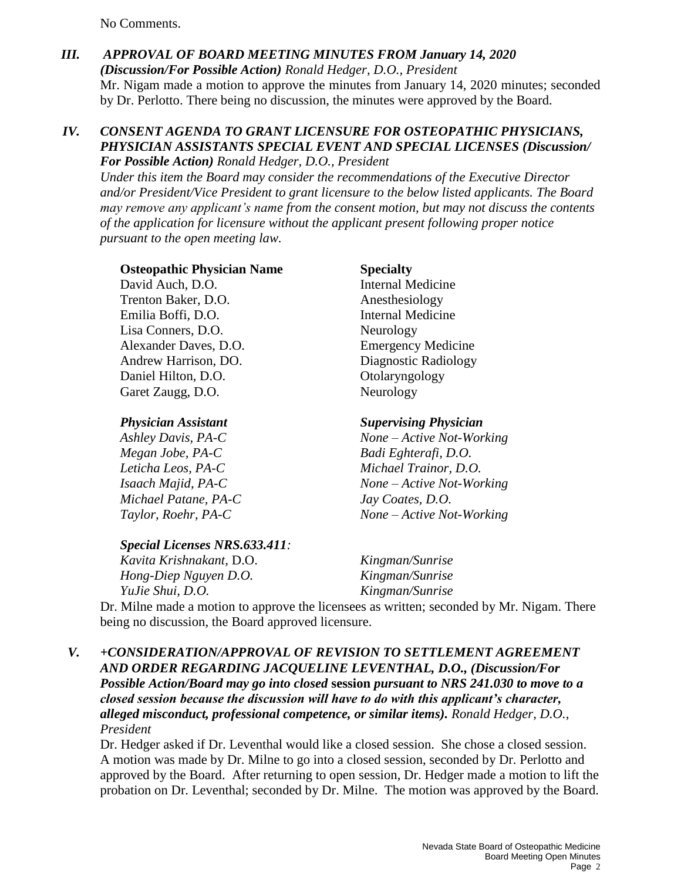No Comments.

## *III. APPROVAL OF BOARD MEETING MINUTES FROM January 14, 2020*

***(Discussion/For Possible Action)*** *Ronald Hedger, D.O., President*

Mr. Nigam made a motion to approve the minutes from January 14, 2020 minutes; seconded by Dr. Perlotto. There being no discussion, the minutes were approved by the Board.

## *IV. CONSENT AGENDA TO GRANT LICENSURE FOR OSTEOPATHIC PHYSICIANS, PHYSICIAN ASSISTANTS SPECIAL EVENT AND SPECIAL LICENSES (Discussion/ For Possible Action)* *Ronald Hedger, D.O., President*

*Under this item the Board may consider the recommendations of the Executive Director and/or President/Vice President to grant licensure to the below listed applicants. The Board may remove any applicant's name from the consent motion, but may not discuss the contents of the application for licensure without the applicant present following proper notice pursuant to the open meeting law.*

| **Osteopathic Physician Name** | **Specialty** |
|---|---|
| David Auch, D.O. | Internal Medicine |
| Trenton Baker, D.O. | Anesthesiology |
| Emilia Boffi, D.O. | Internal Medicine |
| Lisa Conners, D.O. | Neurology |
| Alexander Daves, D.O. | Emergency Medicine |
| Andrew Harrison, DO. | Diagnostic Radiology |
| Daniel Hilton, D.O. | Otolaryngology |
| Garet Zaugg, D.O. | Neurology |

| ***Physician Assistant*** | ***Supervising Physician*** |
|---|---|
| *Ashley Davis, PA-C* | *None – Active Not-Working* |
| *Megan Jobe, PA-C* | *Badi Eghterafi, D.O.* |
| *Leticha Leos, PA-C* | *Michael Trainor, D.O.* |
| *Isaach Majid, PA-C* | *None – Active Not-Working* |
| *Michael Patane, PA-C* | *Jay Coates, D.O.* |
| *Taylor, Roehr, PA-C* | *None – Active Not-Working* |

***Special Licenses NRS.633.411:***

| | |
|---|---|
| *Kavita Krishnakant,* D.O. | *Kingman/Sunrise* |
| *Hong-Diep Nguyen D.O.* | *Kingman/Sunrise* |
| *YuJie Shui, D.O.* | *Kingman/Sunrise* |

Dr. Milne made a motion to approve the licensees as written; seconded by Mr. Nigam. There being no discussion, the Board approved licensure.

## *V. +CONSIDERATION/APPROVAL OF REVISION TO SETTLEMENT AGREEMENT AND ORDER REGARDING JACQUELINE LEVENTHAL, D.O., (Discussion/For Possible Action/Board may go into closed* **session** *pursuant to NRS 241.030 to move to a closed session because the discussion will have to do with this applicant's character, alleged misconduct, professional competence, or similar items).* *Ronald Hedger, D.O., President*

Dr. Hedger asked if Dr. Leventhal would like a closed session. She chose a closed session. A motion was made by Dr. Milne to go into a closed session, seconded by Dr. Perlotto and approved by the Board. After returning to open session, Dr. Hedger made a motion to lift the probation on Dr. Leventhal; seconded by Dr. Milne. The motion was approved by the Board.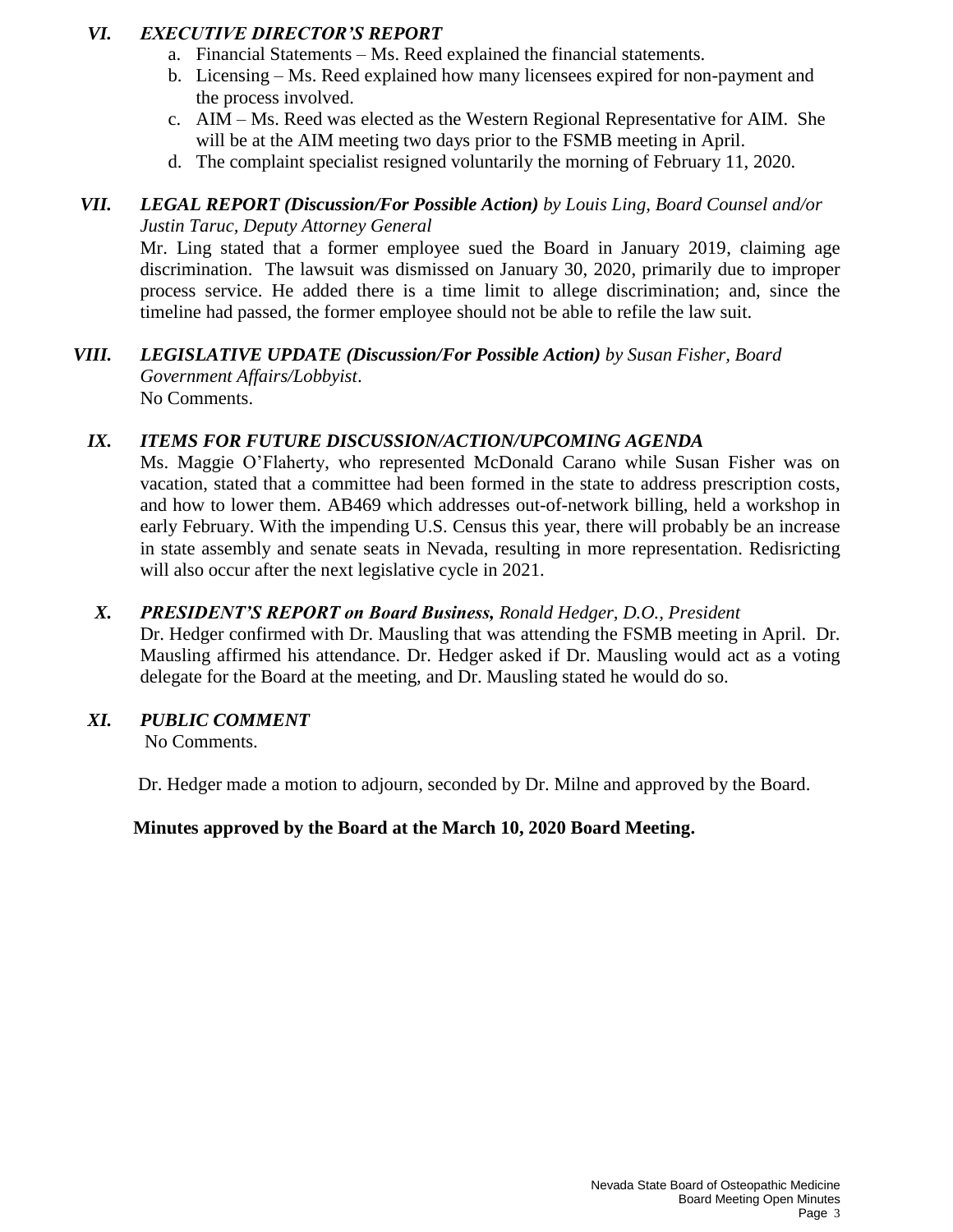## *VI. EXECUTIVE DIRECTOR'S REPORT*

a. Financial Statements – Ms. Reed explained the financial statements.
b. Licensing – Ms. Reed explained how many licensees expired for non-payment and the process involved.
c. AIM – Ms. Reed was elected as the Western Regional Representative for AIM. She will be at the AIM meeting two days prior to the FSMB meeting in April.
d. The complaint specialist resigned voluntarily the morning of February 11, 2020.

## *VII. LEGAL REPORT (Discussion/For Possible Action) by Louis Ling, Board Counsel and/or Justin Taruc, Deputy Attorney General*

Mr. Ling stated that a former employee sued the Board in January 2019, claiming age discrimination. The lawsuit was dismissed on January 30, 2020, primarily due to improper process service. He added there is a time limit to allege discrimination; and, since the timeline had passed, the former employee should not be able to refile the law suit.

## *VIII. LEGISLATIVE UPDATE (Discussion/For Possible Action) by Susan Fisher, Board Government Affairs/Lobbyist.*

No Comments.

## *IX. ITEMS FOR FUTURE DISCUSSION/ACTION/UPCOMING AGENDA*

Ms. Maggie O'Flaherty, who represented McDonald Carano while Susan Fisher was on vacation, stated that a committee had been formed in the state to address prescription costs, and how to lower them. AB469 which addresses out-of-network billing, held a workshop in early February. With the impending U.S. Census this year, there will probably be an increase in state assembly and senate seats in Nevada, resulting in more representation. Redisricting will also occur after the next legislative cycle in 2021.

## *X. PRESIDENT'S REPORT on Board Business, Ronald Hedger, D.O., President*

Dr. Hedger confirmed with Dr. Mausling that was attending the FSMB meeting in April. Dr. Mausling affirmed his attendance. Dr. Hedger asked if Dr. Mausling would act as a voting delegate for the Board at the meeting, and Dr. Mausling stated he would do so.

## *XI. PUBLIC COMMENT*

No Comments.

Dr. Hedger made a motion to adjourn, seconded by Dr. Milne and approved by the Board.

**Minutes approved by the Board at the March 10, 2020 Board Meeting.**